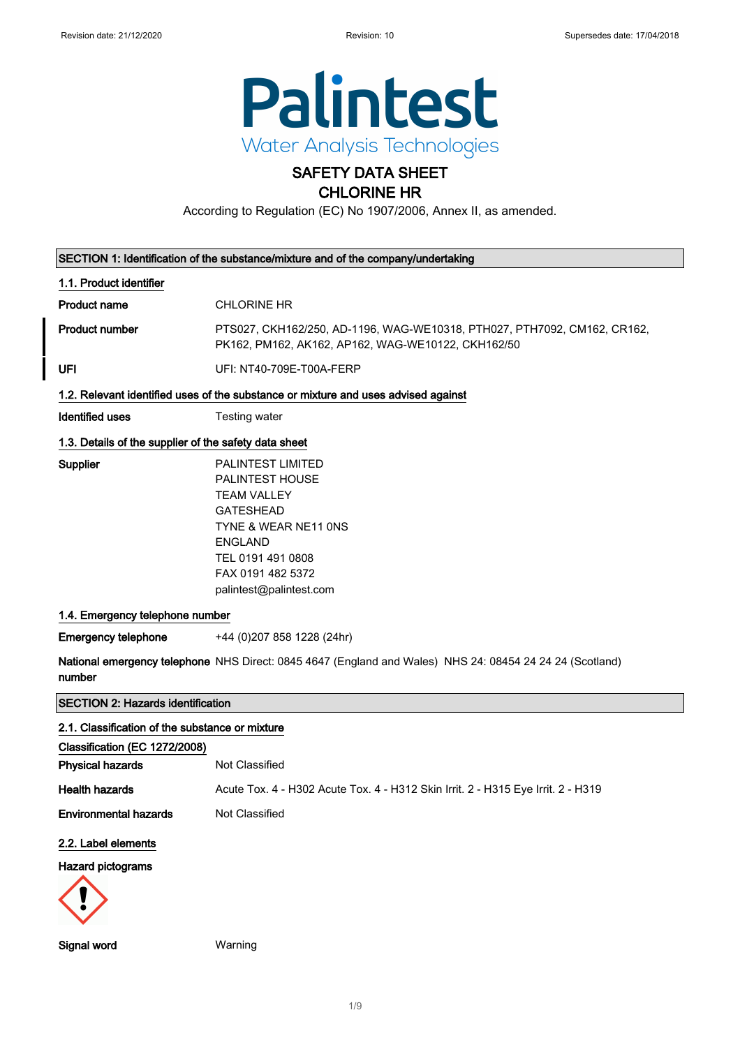Revision date: 21/12/2020 Revision: 10 Supersedes date: 17/04/2018

**Palintest**
Water Analysis Technologies

# SAFETY DATA SHEET
# CHLORINE HR

According to Regulation (EC) No 1907/2006, Annex II, as amended.

## SECTION 1: Identification of the substance/mixture and of the company/undertaking

### 1.1. Product identifier

**Product name** CHLORINE HR

**Product number** PTS027, CKH162/250, AD-1196, WAG-WE10318, PTH027, PTH7092, CM162, CR162, PK162, PM162, AK162, AP162, WAG-WE10122, CKH162/50

**UFI** UFI: NT40-709E-T00A-FERP

### 1.2. Relevant identified uses of the substance or mixture and uses advised against

**Identified uses** Testing water

### 1.3. Details of the supplier of the safety data sheet

**Supplier**
PALINTEST LIMITED
PALINTEST HOUSE
TEAM VALLEY
GATESHEAD
TYNE & WEAR NE11 0NS
ENGLAND
TEL 0191 491 0808
FAX 0191 482 5372
palintest@palintest.com

### 1.4. Emergency telephone number

**Emergency telephone** +44 (0)207 858 1228 (24hr)

**National emergency telephone number** NHS Direct: 0845 4647 (England and Wales) NHS 24: 08454 24 24 24 (Scotland)

## SECTION 2: Hazards identification

### 2.1. Classification of the substance or mixture

**Classification (EC 1272/2008)**

**Physical hazards** Not Classified

**Health hazards** Acute Tox. 4 - H302 Acute Tox. 4 - H312 Skin Irrit. 2 - H315 Eye Irrit. 2 - H319

**Environmental hazards** Not Classified

### 2.2. Label elements

**Hazard pictograms**

**Signal word** Warning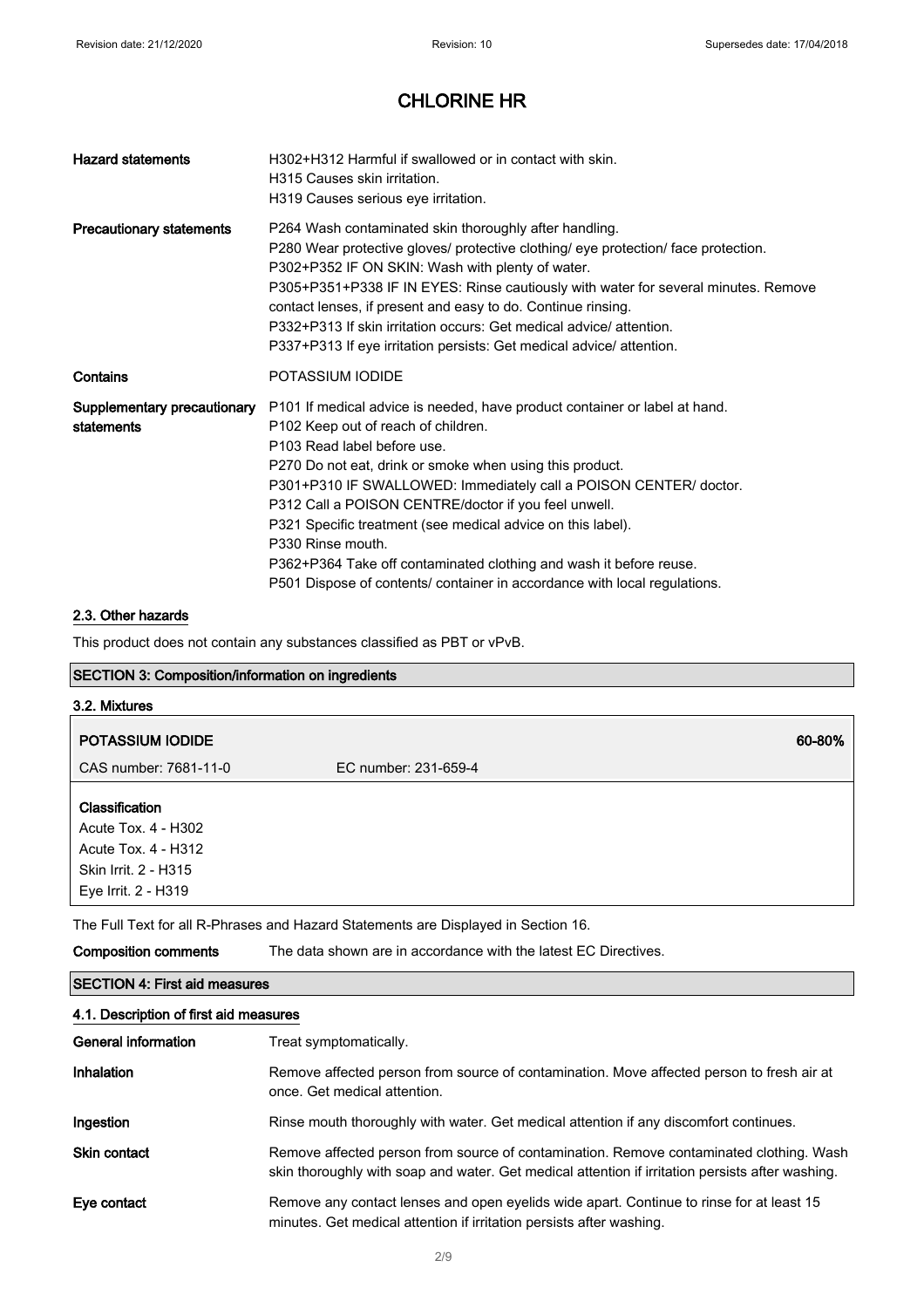# CHLORINE HR

| | |
|---|---|
| **Hazard statements** | H302+H312 Harmful if swallowed or in contact with skin.<br>H315 Causes skin irritation.<br>H319 Causes serious eye irritation. |
| **Precautionary statements** | P264 Wash contaminated skin thoroughly after handling.<br>P280 Wear protective gloves/ protective clothing/ eye protection/ face protection.<br>P302+P352 IF ON SKIN: Wash with plenty of water.<br>P305+P351+P338 IF IN EYES: Rinse cautiously with water for several minutes. Remove contact lenses, if present and easy to do. Continue rinsing.<br>P332+P313 If skin irritation occurs: Get medical advice/ attention.<br>P337+P313 If eye irritation persists: Get medical advice/ attention. |
| **Contains** | POTASSIUM IODIDE |
| **Supplementary precautionary statements** | P101 If medical advice is needed, have product container or label at hand.<br>P102 Keep out of reach of children.<br>P103 Read label before use.<br>P270 Do not eat, drink or smoke when using this product.<br>P301+P310 IF SWALLOWED: Immediately call a POISON CENTER/ doctor.<br>P312 Call a POISON CENTRE/doctor if you feel unwell.<br>P321 Specific treatment (see medical advice on this label).<br>P330 Rinse mouth.<br>P362+P364 Take off contaminated clothing and wash it before reuse.<br>P501 Dispose of contents/ container in accordance with local regulations. |

### 2.3. Other hazards

This product does not contain any substances classified as PBT or vPvB.

## SECTION 3: Composition/information on ingredients

### 3.2. Mixtures

**POTASSIUM IODIDE** 60-80%

CAS number: 7681-11-0 EC number: 231-659-4

**Classification**
Acute Tox. 4 - H302
Acute Tox. 4 - H312
Skin Irrit. 2 - H315
Eye Irrit. 2 - H319

The Full Text for all R-Phrases and Hazard Statements are Displayed in Section 16.

**Composition comments** The data shown are in accordance with the latest EC Directives.

## SECTION 4: First aid measures

### 4.1. Description of first aid measures

| | |
|---|---|
| **General information** | Treat symptomatically. |
| **Inhalation** | Remove affected person from source of contamination. Move affected person to fresh air at once. Get medical attention. |
| **Ingestion** | Rinse mouth thoroughly with water. Get medical attention if any discomfort continues. |
| **Skin contact** | Remove affected person from source of contamination. Remove contaminated clothing. Wash skin thoroughly with soap and water. Get medical attention if irritation persists after washing. |
| **Eye contact** | Remove any contact lenses and open eyelids wide apart. Continue to rinse for at least 15 minutes. Get medical attention if irritation persists after washing. |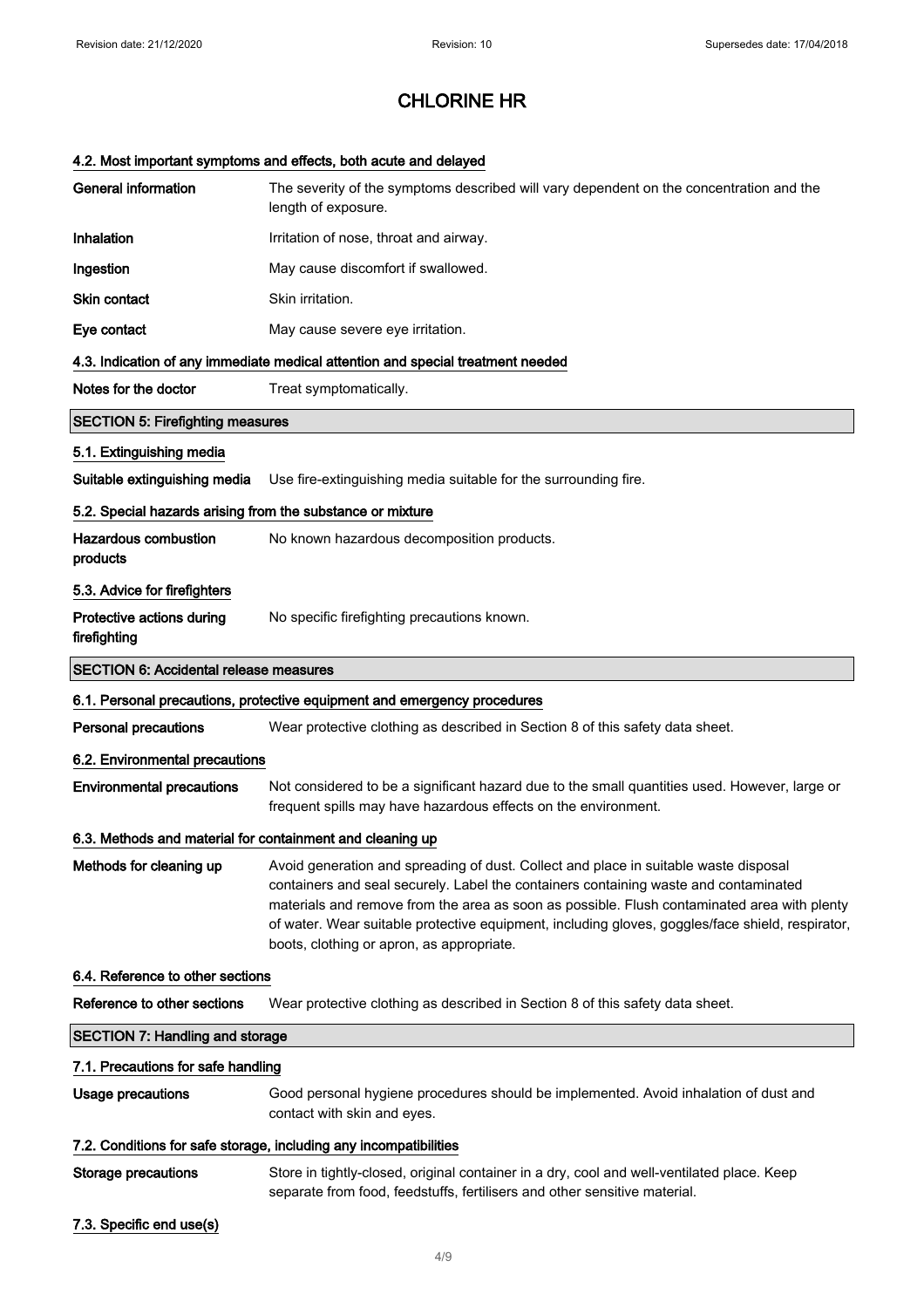### 4.2. Most important symptoms and effects, both acute and delayed

| | |
|---|---|
| **General information** | The severity of the symptoms described will vary dependent on the concentration and the length of exposure. |
| **Inhalation** | Irritation of nose, throat and airway. |
| **Ingestion** | May cause discomfort if swallowed. |
| **Skin contact** | Skin irritation. |
| **Eye contact** | May cause severe eye irritation. |

### 4.3. Indication of any immediate medical attention and special treatment needed

| | |
|---|---|
| **Notes for the doctor** | Treat symptomatically. |

## SECTION 5: Firefighting measures

### 5.1. Extinguishing media

| | |
|---|---|
| **Suitable extinguishing media** | Use fire-extinguishing media suitable for the surrounding fire. |

### 5.2. Special hazards arising from the substance or mixture

| | |
|---|---|
| **Hazardous combustion products** | No known hazardous decomposition products. |

### 5.3. Advice for firefighters

| | |
|---|---|
| **Protective actions during firefighting** | No specific firefighting precautions known. |

## SECTION 6: Accidental release measures

### 6.1. Personal precautions, protective equipment and emergency procedures

| | |
|---|---|
| **Personal precautions** | Wear protective clothing as described in Section 8 of this safety data sheet. |

### 6.2. Environmental precautions

| | |
|---|---|
| **Environmental precautions** | Not considered to be a significant hazard due to the small quantities used. However, large or frequent spills may have hazardous effects on the environment. |

### 6.3. Methods and material for containment and cleaning up

| | |
|---|---|
| **Methods for cleaning up** | Avoid generation and spreading of dust. Collect and place in suitable waste disposal containers and seal securely. Label the containers containing waste and contaminated materials and remove from the area as soon as possible. Flush contaminated area with plenty of water. Wear suitable protective equipment, including gloves, goggles/face shield, respirator, boots, clothing or apron, as appropriate. |

### 6.4. Reference to other sections

| | |
|---|---|
| **Reference to other sections** | Wear protective clothing as described in Section 8 of this safety data sheet. |

## SECTION 7: Handling and storage

### 7.1. Precautions for safe handling

| | |
|---|---|
| **Usage precautions** | Good personal hygiene procedures should be implemented. Avoid inhalation of dust and contact with skin and eyes. |

### 7.2. Conditions for safe storage, including any incompatibilities

| | |
|---|---|
| **Storage precautions** | Store in tightly-closed, original container in a dry, cool and well-ventilated place. Keep separate from food, feedstuffs, fertilisers and other sensitive material. |

### 7.3. Specific end use(s)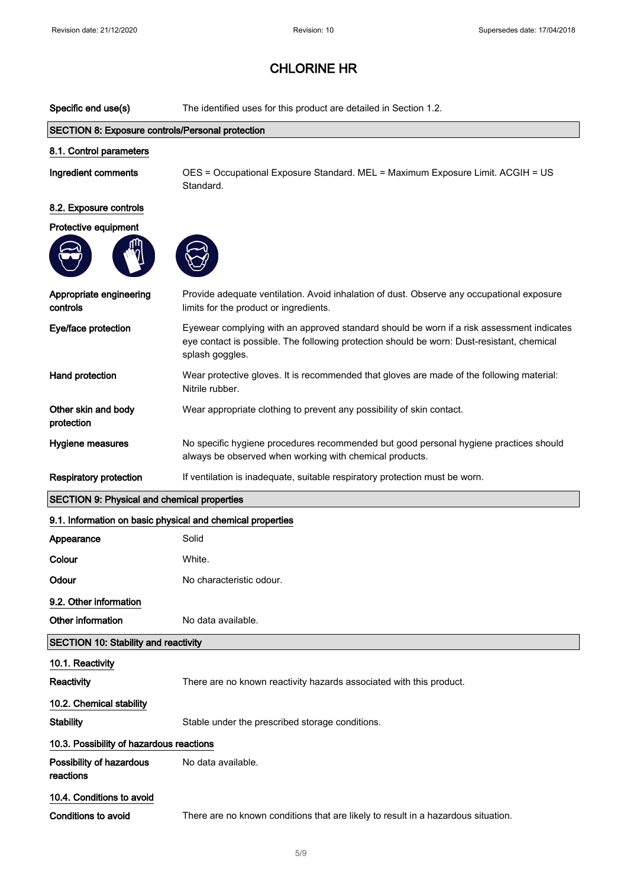# CHLORINE HR

| | |
|---|---|
| **Specific end use(s)** | The identified uses for this product are detailed in Section 1.2. |

## SECTION 8: Exposure controls/Personal protection

### 8.1. Control parameters

| | |
|---|---|
| **Ingredient comments** | OES = Occupational Exposure Standard. MEL = Maximum Exposure Limit. ACGIH = US Standard. |

### 8.2. Exposure controls

**Protective equipment**

| | |
|---|---|
| **Appropriate engineering controls** | Provide adequate ventilation. Avoid inhalation of dust. Observe any occupational exposure limits for the product or ingredients. |
| **Eye/face protection** | Eyewear complying with an approved standard should be worn if a risk assessment indicates eye contact is possible. The following protection should be worn: Dust-resistant, chemical splash goggles. |
| **Hand protection** | Wear protective gloves. It is recommended that gloves are made of the following material: Nitrile rubber. |
| **Other skin and body protection** | Wear appropriate clothing to prevent any possibility of skin contact. |
| **Hygiene measures** | No specific hygiene procedures recommended but good personal hygiene practices should always be observed when working with chemical products. |
| **Respiratory protection** | If ventilation is inadequate, suitable respiratory protection must be worn. |

## SECTION 9: Physical and chemical properties

### 9.1. Information on basic physical and chemical properties

| | |
|---|---|
| **Appearance** | Solid |
| **Colour** | White. |
| **Odour** | No characteristic odour. |

### 9.2. Other information

| | |
|---|---|
| **Other information** | No data available. |

## SECTION 10: Stability and reactivity

### 10.1. Reactivity

| | |
|---|---|
| **Reactivity** | There are no known reactivity hazards associated with this product. |

### 10.2. Chemical stability

| | |
|---|---|
| **Stability** | Stable under the prescribed storage conditions. |

### 10.3. Possibility of hazardous reactions

| | |
|---|---|
| **Possibility of hazardous reactions** | No data available. |

### 10.4. Conditions to avoid

| | |
|---|---|
| **Conditions to avoid** | There are no known conditions that are likely to result in a hazardous situation. |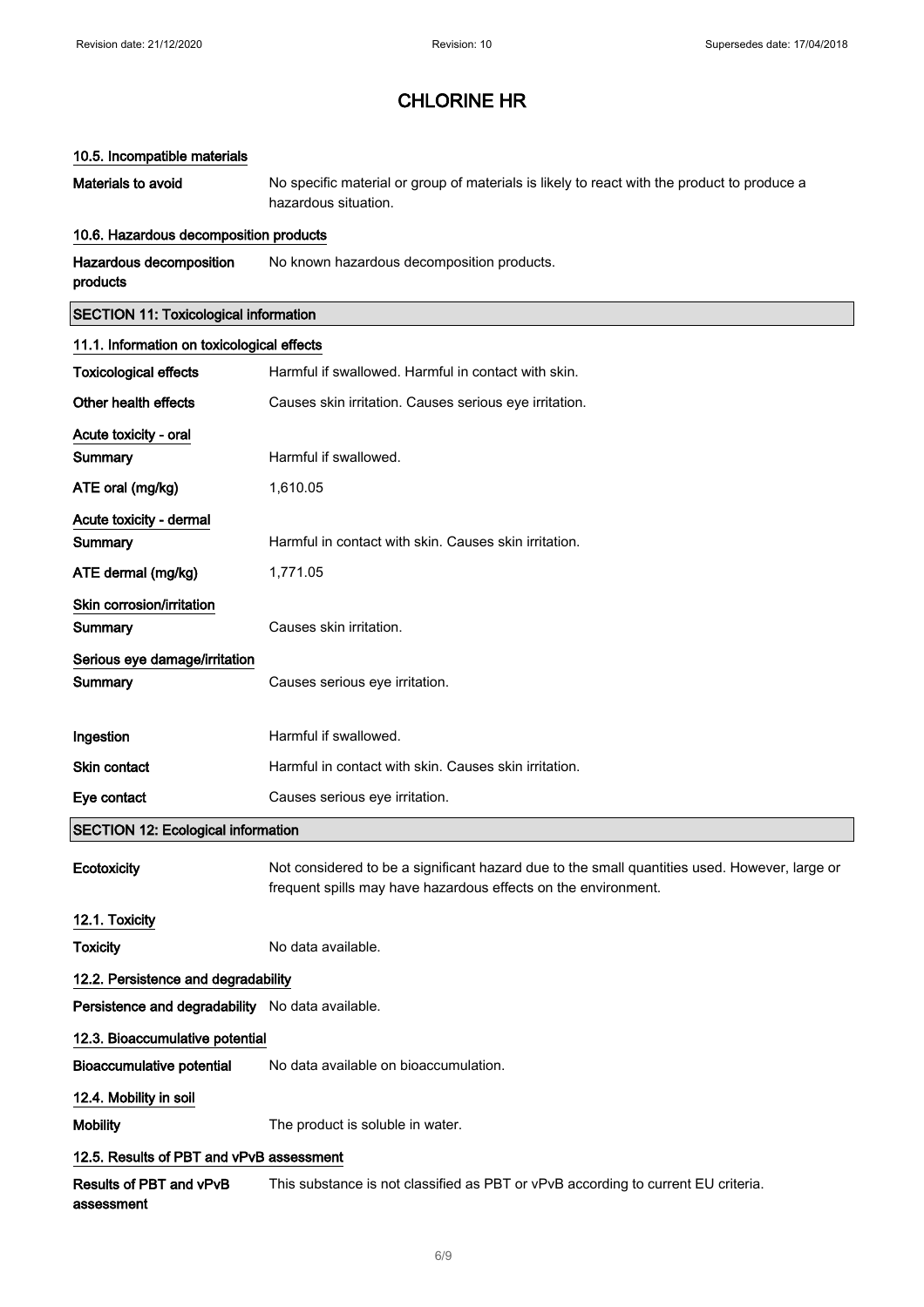# CHLORINE HR

### 10.5. Incompatible materials

**Materials to avoid** No specific material or group of materials is likely to react with the product to produce a hazardous situation.

### 10.6. Hazardous decomposition products

**Hazardous decomposition products** No known hazardous decomposition products.

## SECTION 11: Toxicological information

### 11.1. Information on toxicological effects

**Toxicological effects** Harmful if swallowed. Harmful in contact with skin.

**Other health effects** Causes skin irritation. Causes serious eye irritation.

**Acute toxicity - oral**

**Summary** Harmful if swallowed.

**ATE oral (mg/kg)** 1,610.05

**Acute toxicity - dermal**

**Summary** Harmful in contact with skin. Causes skin irritation.

**ATE dermal (mg/kg)** 1,771.05

**Skin corrosion/irritation**

**Summary** Causes skin irritation.

**Serious eye damage/irritation**

**Summary** Causes serious eye irritation.

**Ingestion** Harmful if swallowed.

**Skin contact** Harmful in contact with skin. Causes skin irritation.

**Eye contact** Causes serious eye irritation.

## SECTION 12: Ecological information

**Ecotoxicity** Not considered to be a significant hazard due to the small quantities used. However, large or frequent spills may have hazardous effects on the environment.

### 12.1. Toxicity

**Toxicity** No data available.

### 12.2. Persistence and degradability

**Persistence and degradability** No data available.

### 12.3. Bioaccumulative potential

**Bioaccumulative potential** No data available on bioaccumulation.

### 12.4. Mobility in soil

**Mobility** The product is soluble in water.

### 12.5. Results of PBT and vPvB assessment

**Results of PBT and vPvB assessment** This substance is not classified as PBT or vPvB according to current EU criteria.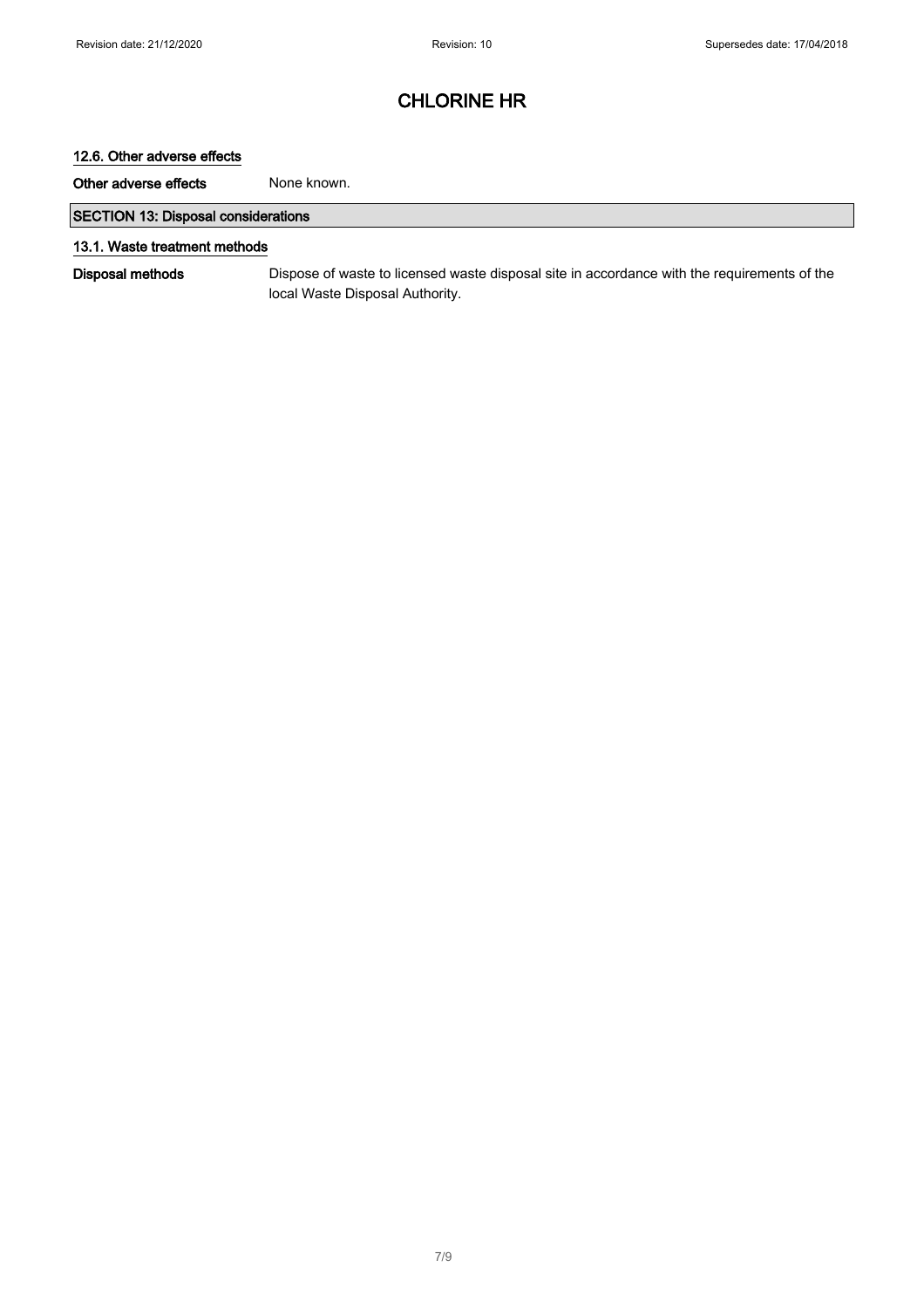### 12.6. Other adverse effects

**Other adverse effects** None known.

## SECTION 13: Disposal considerations

### 13.1. Waste treatment methods

**Disposal methods** Dispose of waste to licensed waste disposal site in accordance with the requirements of the local Waste Disposal Authority.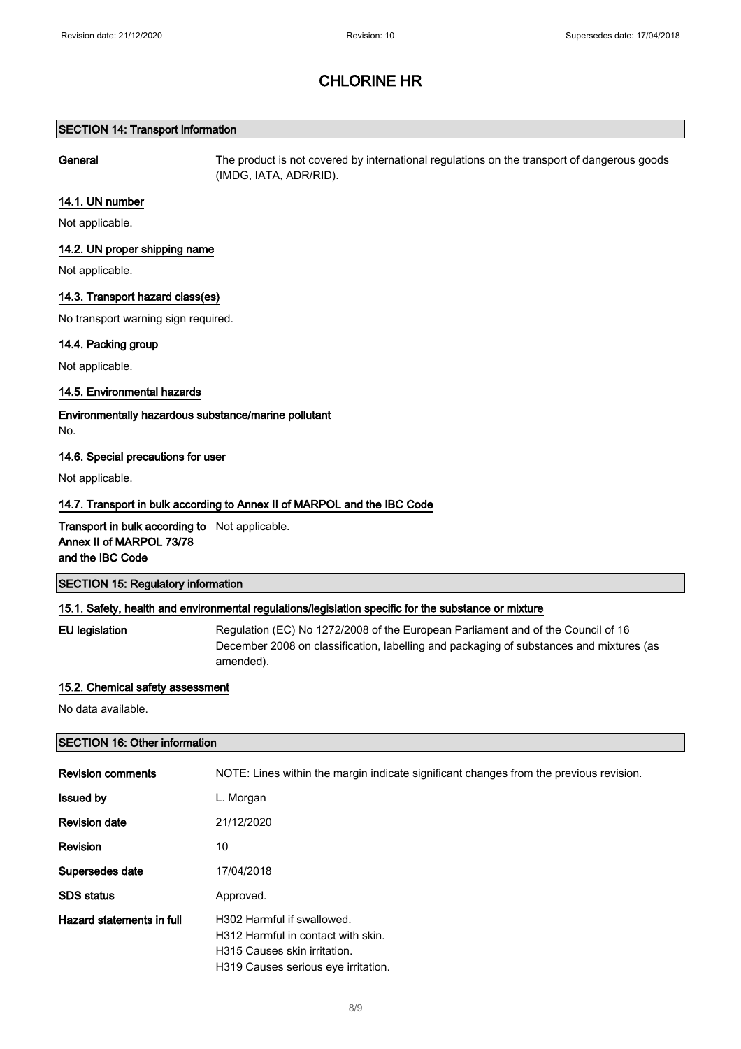## SECTION 14: Transport information

**General** The product is not covered by international regulations on the transport of dangerous goods (IMDG, IATA, ADR/RID).

### 14.1. UN number

Not applicable.

### 14.2. UN proper shipping name

Not applicable.

### 14.3. Transport hazard class(es)

No transport warning sign required.

### 14.4. Packing group

Not applicable.

### 14.5. Environmental hazards

**Environmentally hazardous substance/marine pollutant**

No.

### 14.6. Special precautions for user

Not applicable.

### 14.7. Transport in bulk according to Annex II of MARPOL and the IBC Code

**Transport in bulk according to Annex II of MARPOL 73/78 and the IBC Code** Not applicable.

## SECTION 15: Regulatory information

### 15.1. Safety, health and environmental regulations/legislation specific for the substance or mixture

**EU legislation** Regulation (EC) No 1272/2008 of the European Parliament and of the Council of 16 December 2008 on classification, labelling and packaging of substances and mixtures (as amended).

### 15.2. Chemical safety assessment

No data available.

## SECTION 16: Other information

| | |
|---|---|
| **Revision comments** | NOTE: Lines within the margin indicate significant changes from the previous revision. |
| **Issued by** | L. Morgan |
| **Revision date** | 21/12/2020 |
| **Revision** | 10 |
| **Supersedes date** | 17/04/2018 |
| **SDS status** | Approved. |
| **Hazard statements in full** | H302 Harmful if swallowed.<br>H312 Harmful in contact with skin.<br>H315 Causes skin irritation.<br>H319 Causes serious eye irritation. |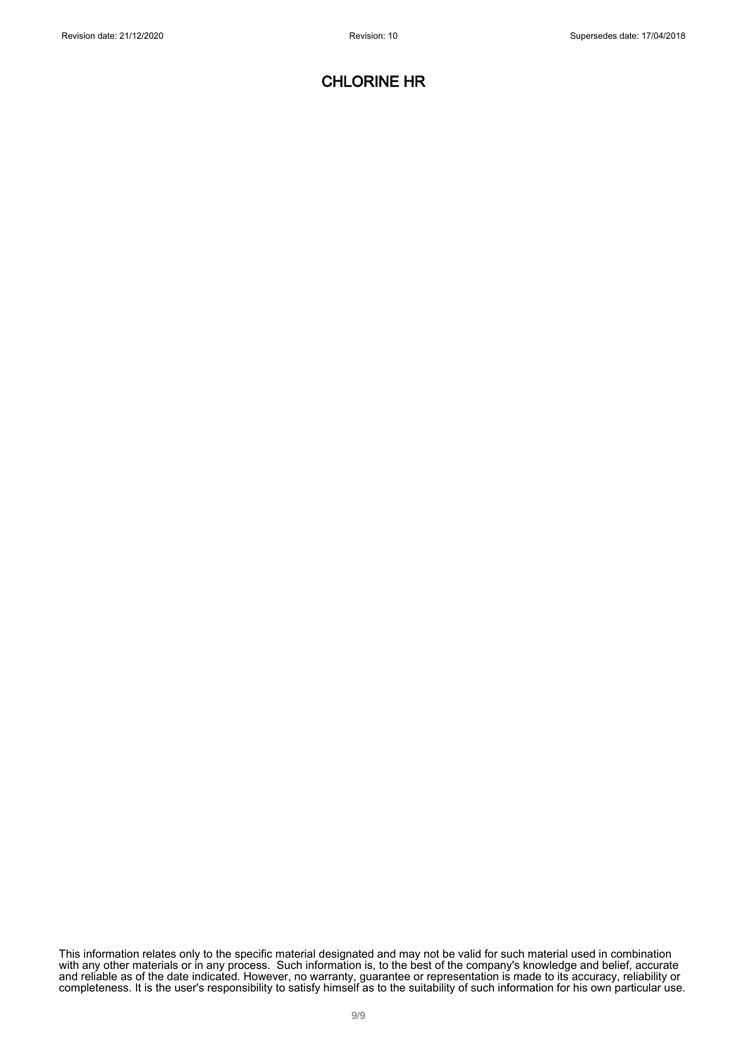This information relates only to the specific material designated and may not be valid for such material used in combination with any other materials or in any process. Such information is, to the best of the company's knowledge and belief, accurate and reliable as of the date indicated. However, no warranty, guarantee or representation is made to its accuracy, reliability or completeness. It is the user's responsibility to satisfy himself as to the suitability of such information for his own particular use.